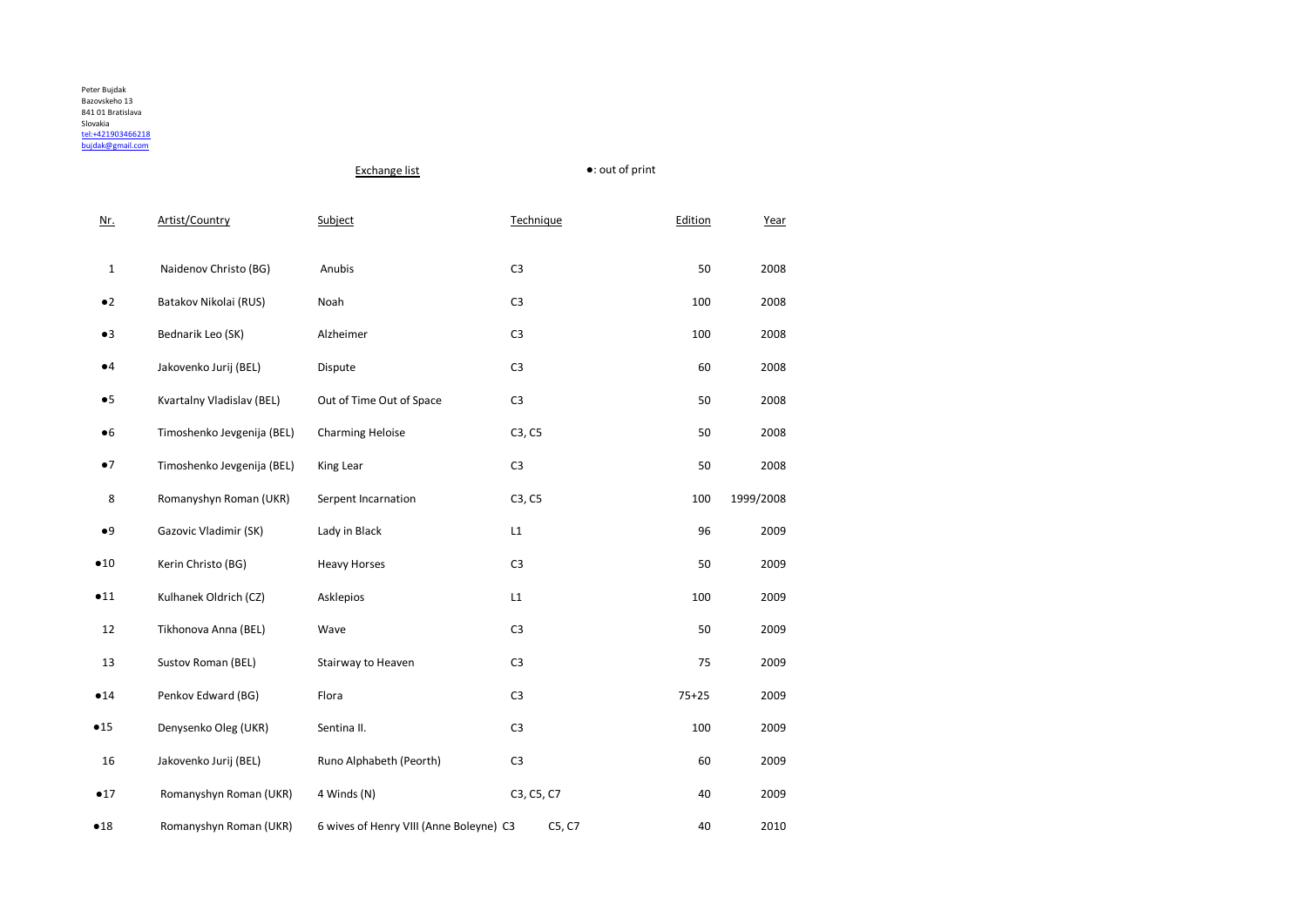Peter Bujdak
Bazovskeho 13
841 01 Bratislava
Slovakia
tel:+421903466218
bujdak@gmail.com

Exchange list

●: out of print

| Nr. | Artist/Country | Subject | Technique | Edition | Year |
|---|---|---|---|---|---|
| 1 | Naidenov Christo (BG) | Anubis | C3 | 50 | 2008 |
| ●2 | Batakov Nikolai (RUS) | Noah | C3 | 100 | 2008 |
| ●3 | Bednarik Leo (SK) | Alzheimer | C3 | 100 | 2008 |
| ●4 | Jakovenko Jurij (BEL) | Dispute | C3 | 60 | 2008 |
| ●5 | Kvartalny Vladislav (BEL) | Out of Time Out of Space | C3 | 50 | 2008 |
| ●6 | Timoshenko Jevgenija (BEL) | Charming Heloise | C3, C5 | 50 | 2008 |
| ●7 | Timoshenko Jevgenija (BEL) | King Lear | C3 | 50 | 2008 |
| 8 | Romanyshyn Roman (UKR) | Serpent Incarnation | C3, C5 | 100 | 1999/2008 |
| ●9 | Gazovic Vladimir (SK) | Lady in Black | L1 | 96 | 2009 |
| ●10 | Kerin Christo (BG) | Heavy Horses | C3 | 50 | 2009 |
| ●11 | Kulhanek Oldrich (CZ) | Asklepios | L1 | 100 | 2009 |
| 12 | Tikhonova Anna (BEL) | Wave | C3 | 50 | 2009 |
| 13 | Sustov Roman (BEL) | Stairway to Heaven | C3 | 75 | 2009 |
| ●14 | Penkov Edward (BG) | Flora | C3 | 75+25 | 2009 |
| ●15 | Denysenko Oleg (UKR) | Sentina II. | C3 | 100 | 2009 |
| 16 | Jakovenko Jurij (BEL) | Runo Alphabeth (Peorth) | C3 | 60 | 2009 |
| ●17 | Romanyshyn Roman (UKR) | 4 Winds (N) | C3, C5, C7 | 40 | 2009 |
| ●18 | Romanyshyn Roman (UKR) | 6 wives of Henry VIII (Anne Boleyne) | C3 C5, C7 | 40 | 2010 |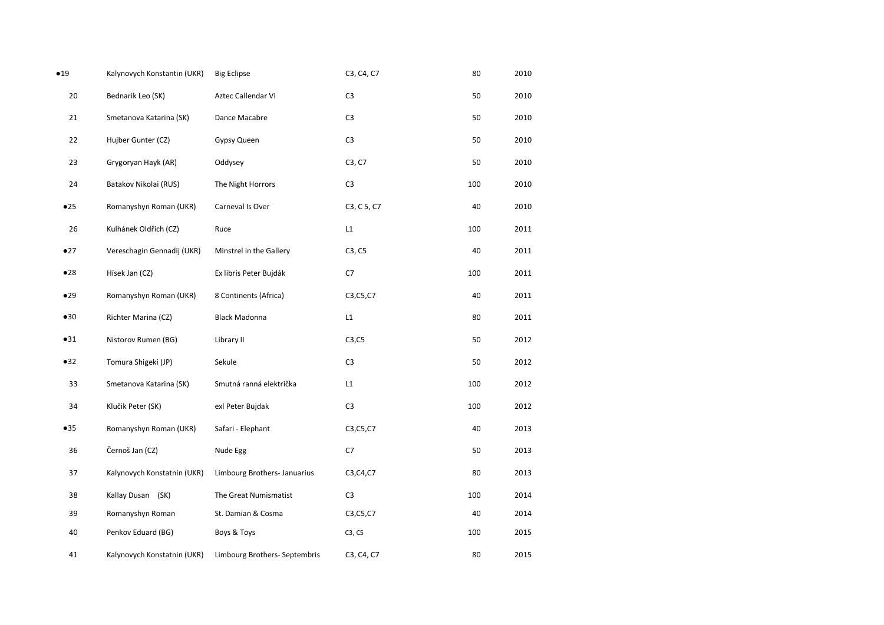| | | | | | |
|---|---|---|---|---|---|
| ●19 | Kalynovych Konstantin (UKR) | Big Eclipse | C3, C4, C7 | 80 | 2010 |
| 20 | Bednarik Leo (SK) | Aztec Callendar VI | C3 | 50 | 2010 |
| 21 | Smetanova Katarina (SK) | Dance Macabre | C3 | 50 | 2010 |
| 22 | Hujber Gunter (CZ) | Gypsy Queen | C3 | 50 | 2010 |
| 23 | Grygoryan Hayk (AR) | Oddysey | C3, C7 | 50 | 2010 |
| 24 | Batakov Nikolai (RUS) | The Night Horrors | C3 | 100 | 2010 |
| ●25 | Romanyshyn Roman (UKR) | Carneval Is Over | C3, C 5, C7 | 40 | 2010 |
| 26 | Kulhánek Oldřich (CZ) | Ruce | L1 | 100 | 2011 |
| ●27 | Vereschagin Gennadij (UKR) | Minstrel in the Gallery | C3, C5 | 40 | 2011 |
| ●28 | Hísek Jan (CZ) | Ex libris Peter Bujdák | C7 | 100 | 2011 |
| ●29 | Romanyshyn Roman (UKR) | 8 Continents (Africa) | C3,C5,C7 | 40 | 2011 |
| ●30 | Richter Marina (CZ) | Black Madonna | L1 | 80 | 2011 |
| ●31 | Nistorov Rumen (BG) | Library II | C3,C5 | 50 | 2012 |
| ●32 | Tomura Shigeki (JP) | Sekule | C3 | 50 | 2012 |
| 33 | Smetanova Katarina (SK) | Smutná ranná električka | L1 | 100 | 2012 |
| 34 | Klučik Peter (SK) | exl Peter Bujdak | C3 | 100 | 2012 |
| ●35 | Romanyshyn Roman (UKR) | Safari - Elephant | C3,C5,C7 | 40 | 2013 |
| 36 | Černoš Jan (CZ) | Nude Egg | C7 | 50 | 2013 |
| 37 | Kalynovych Konstatnin (UKR) | Limbourg Brothers- Januarius | C3,C4,C7 | 80 | 2013 |
| 38 | Kallay Dusan (SK) | The Great Numismatist | C3 | 100 | 2014 |
| 39 | Romanyshyn Roman | St. Damian & Cosma | C3,C5,C7 | 40 | 2014 |
| 40 | Penkov Eduard (BG) | Boys & Toys | C3, C5 | 100 | 2015 |
| 41 | Kalynovych Konstatnin (UKR) | Limbourg Brothers- Septembris | C3, C4, C7 | 80 | 2015 |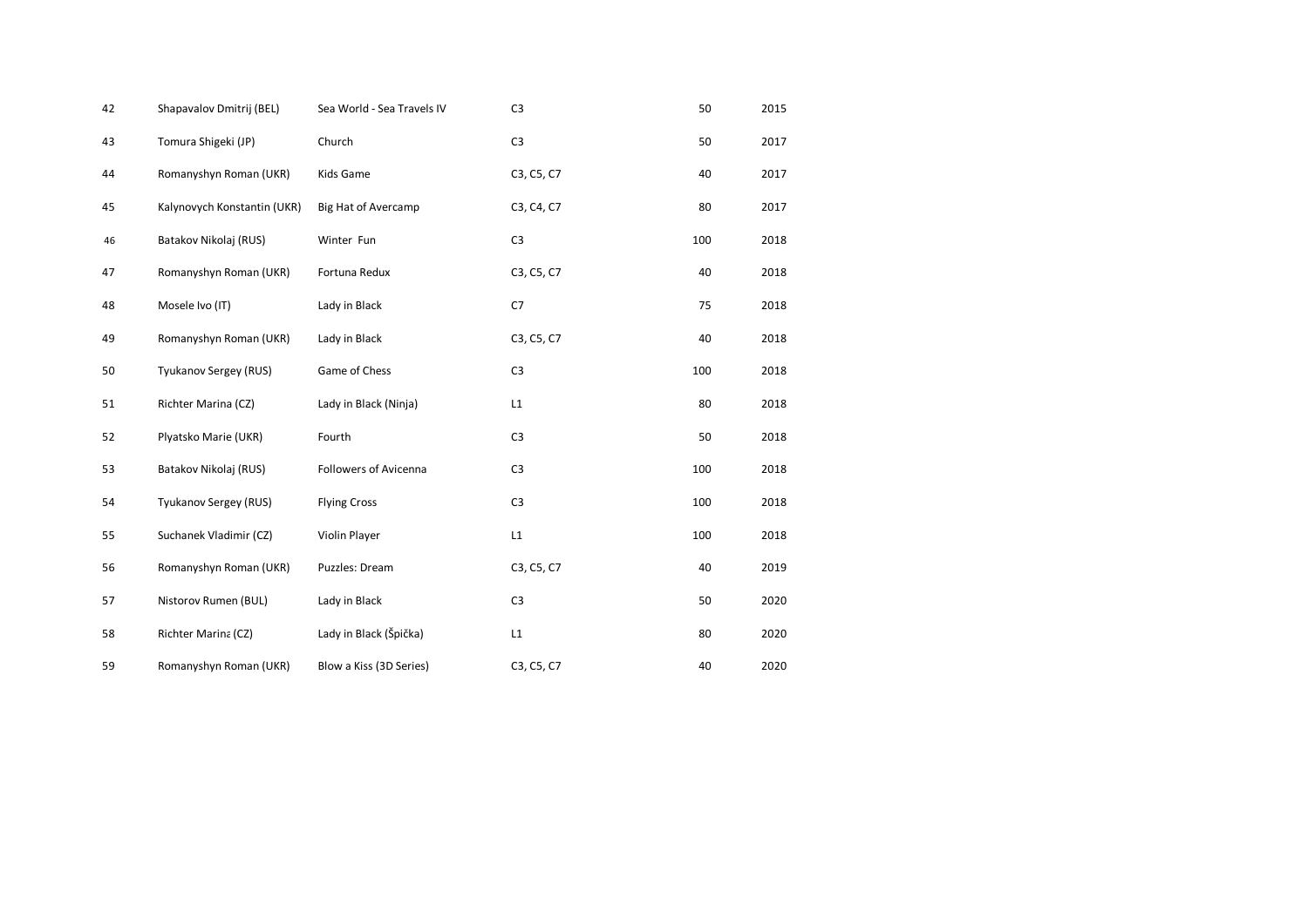| | | | | | |
|---|---|---|---|---|---|
| 42 | Shapavalov Dmitrij (BEL) | Sea World - Sea Travels IV | C3 | 50 | 2015 |
| 43 | Tomura Shigeki (JP) | Church | C3 | 50 | 2017 |
| 44 | Romanyshyn Roman (UKR) | Kids Game | C3, C5, C7 | 40 | 2017 |
| 45 | Kalynovych Konstantin (UKR) | Big Hat of Avercamp | C3, C4, C7 | 80 | 2017 |
| 46 | Batakov Nikolaj (RUS) | Winter Fun | C3 | 100 | 2018 |
| 47 | Romanyshyn Roman (UKR) | Fortuna Redux | C3, C5, C7 | 40 | 2018 |
| 48 | Mosele Ivo (IT) | Lady in Black | C7 | 75 | 2018 |
| 49 | Romanyshyn Roman (UKR) | Lady in Black | C3, C5, C7 | 40 | 2018 |
| 50 | Tyukanov Sergey (RUS) | Game of Chess | C3 | 100 | 2018 |
| 51 | Richter Marina (CZ) | Lady in Black (Ninja) | L1 | 80 | 2018 |
| 52 | Plyatsko Marie (UKR) | Fourth | C3 | 50 | 2018 |
| 53 | Batakov Nikolaj (RUS) | Followers of Avicenna | C3 | 100 | 2018 |
| 54 | Tyukanov Sergey (RUS) | Flying Cross | C3 | 100 | 2018 |
| 55 | Suchanek Vladimir (CZ) | Violin Player | L1 | 100 | 2018 |
| 56 | Romanyshyn Roman (UKR) | Puzzles: Dream | C3, C5, C7 | 40 | 2019 |
| 57 | Nistorov Rumen (BUL) | Lady in Black | C3 | 50 | 2020 |
| 58 | Richter Marina (CZ) | Lady in Black (Špička) | L1 | 80 | 2020 |
| 59 | Romanyshyn Roman (UKR) | Blow a Kiss (3D Series) | C3, C5, C7 | 40 | 2020 |